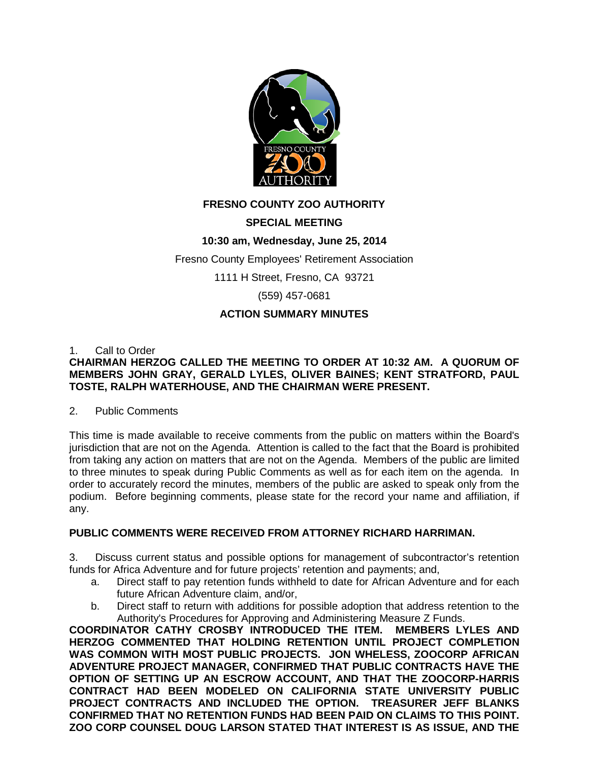**FRESNO COUNTY ZOO AUTHORITY**

**SPECIAL MEETING**

**10:30 am, Wednesday, June 25, 2014**

Fresno County Employees' Retirement Association

1111 H Street, Fresno, CA 93721

(559) 457-0681

**ACTION SUMMARY MINUTES**

1. Call to Order

**CHAIRMAN HERZOG CALLED THE MEETING TO ORDER AT 10:32 AM. A QUORUM OF MEMBERS JOHN GRAY, GERALD LYLES, OLIVER BAINES; KENT STRATFORD, PAUL TOSTE, RALPH WATERHOUSE, AND THE CHAIRMAN WERE PRESENT.**

2. Public Comments

This time is made available to receive comments from the public on matters within the Board's jurisdiction that are not on the Agenda. Attention is called to the fact that the Board is prohibited from taking any action on matters that are not on the Agenda. Members of the public are limited to three minutes to speak during Public Comments as well as for each item on the agenda. In order to accurately record the minutes, members of the public are asked to speak only from the podium. Before beginning comments, please state for the record your name and affiliation, if any.

**PUBLIC COMMENTS WERE RECEIVED FROM ATTORNEY RICHARD HARRIMAN.**

3. Discuss current status and possible options for management of subcontractor's retention funds for Africa Adventure and for future projects' retention and payments; and,
   a. Direct staff to pay retention funds withheld to date for African Adventure and for each future African Adventure claim, and/or,
   b. Direct staff to return with additions for possible adoption that address retention to the Authority's Procedures for Approving and Administering Measure Z Funds.

**COORDINATOR CATHY CROSBY INTRODUCED THE ITEM. MEMBERS LYLES AND HERZOG COMMENTED THAT HOLDING RETENTION UNTIL PROJECT COMPLETION WAS COMMON WITH MOST PUBLIC PROJECTS. JON WHELESS, ZOOCORP AFRICAN ADVENTURE PROJECT MANAGER, CONFIRMED THAT PUBLIC CONTRACTS HAVE THE OPTION OF SETTING UP AN ESCROW ACCOUNT, AND THAT THE ZOOCORP-HARRIS CONTRACT HAD BEEN MODELED ON CALIFORNIA STATE UNIVERSITY PUBLIC PROJECT CONTRACTS AND INCLUDED THE OPTION. TREASURER JEFF BLANKS CONFIRMED THAT NO RETENTION FUNDS HAD BEEN PAID ON CLAIMS TO THIS POINT. ZOO CORP COUNSEL DOUG LARSON STATED THAT INTEREST IS AS ISSUE, AND THE**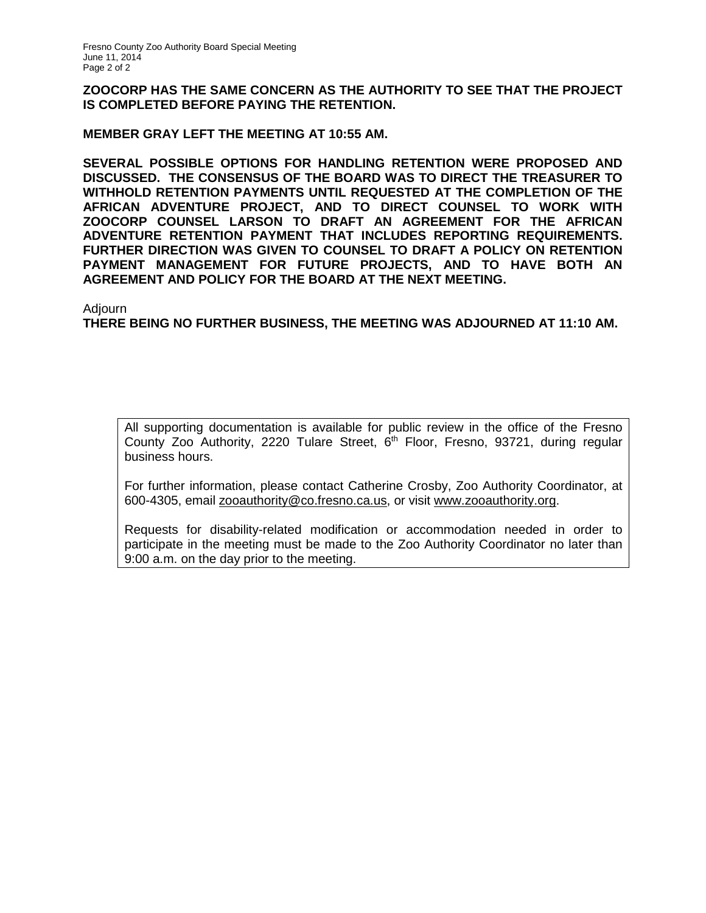**ZOOCORP HAS THE SAME CONCERN AS THE AUTHORITY TO SEE THAT THE PROJECT IS COMPLETED BEFORE PAYING THE RETENTION.**

**MEMBER GRAY LEFT THE MEETING AT 10:55 AM.**

**SEVERAL POSSIBLE OPTIONS FOR HANDLING RETENTION WERE PROPOSED AND DISCUSSED. THE CONSENSUS OF THE BOARD WAS TO DIRECT THE TREASURER TO WITHHOLD RETENTION PAYMENTS UNTIL REQUESTED AT THE COMPLETION OF THE AFRICAN ADVENTURE PROJECT, AND TO DIRECT COUNSEL TO WORK WITH ZOOCORP COUNSEL LARSON TO DRAFT AN AGREEMENT FOR THE AFRICAN ADVENTURE RETENTION PAYMENT THAT INCLUDES REPORTING REQUIREMENTS. FURTHER DIRECTION WAS GIVEN TO COUNSEL TO DRAFT A POLICY ON RETENTION PAYMENT MANAGEMENT FOR FUTURE PROJECTS, AND TO HAVE BOTH AN AGREEMENT AND POLICY FOR THE BOARD AT THE NEXT MEETING.**

Adjourn

**THERE BEING NO FURTHER BUSINESS, THE MEETING WAS ADJOURNED AT 11:10 AM.**

All supporting documentation is available for public review in the office of the Fresno County Zoo Authority, 2220 Tulare Street, 6th Floor, Fresno, 93721, during regular business hours.

For further information, please contact Catherine Crosby, Zoo Authority Coordinator, at 600-4305, email zooauthority@co.fresno.ca.us, or visit www.zooauthority.org.

Requests for disability-related modification or accommodation needed in order to participate in the meeting must be made to the Zoo Authority Coordinator no later than 9:00 a.m. on the day prior to the meeting.